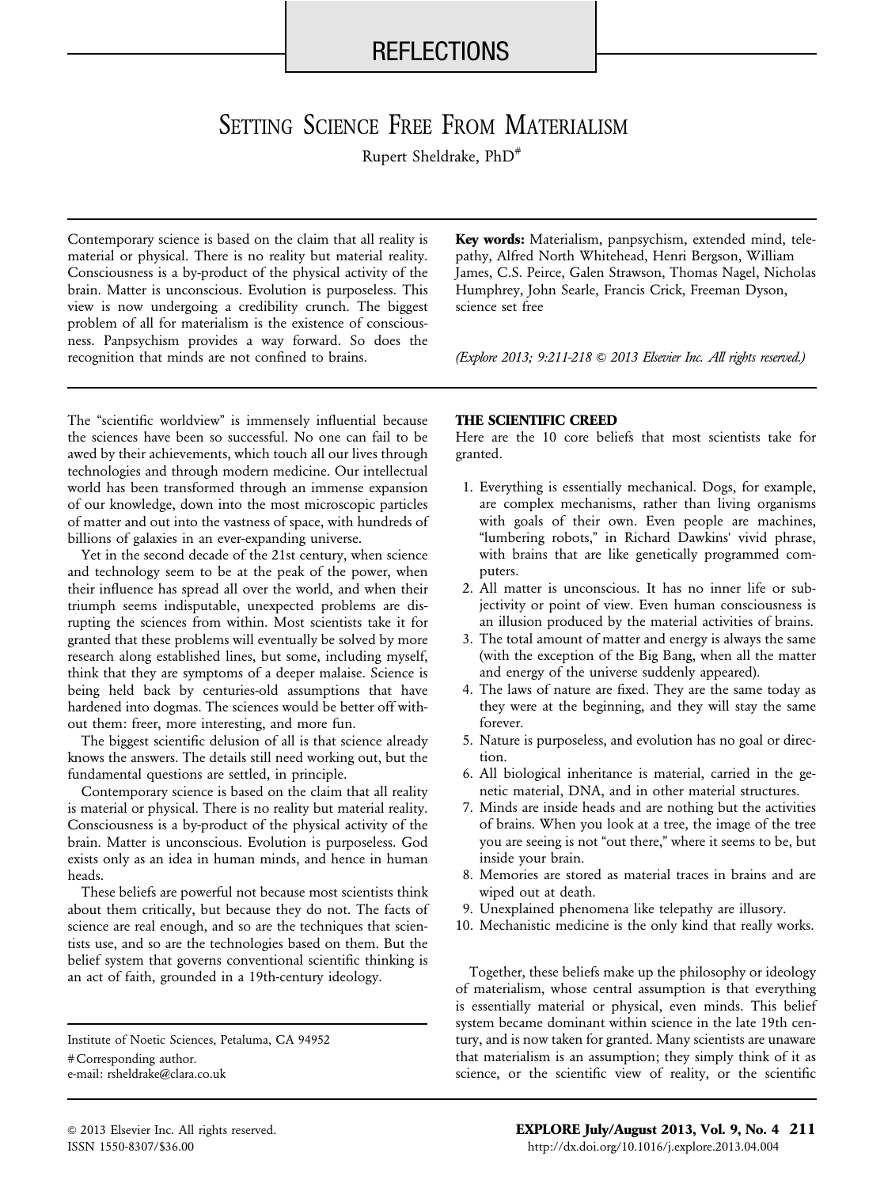REFLECTIONS

# Setting Science Free From Materialism

Rupert Sheldrake, PhD[#]

Contemporary science is based on the claim that all reality is material or physical. There is no reality but material reality. Consciousness is a by-product of the physical activity of the brain. Matter is unconscious. Evolution is purposeless. This view is now undergoing a credibility crunch. The biggest problem of all for materialism is the existence of consciousness. Panpsychism provides a way forward. So does the recognition that minds are not confined to brains.

**Key words:** Materialism, panpsychism, extended mind, telepathy, Alfred North Whitehead, Henri Bergson, William James, C.S. Peirce, Galen Strawson, Thomas Nagel, Nicholas Humphrey, John Searle, Francis Crick, Freeman Dyson, science set free

*(Explore 2013; 9:211-218 © 2013 Elsevier Inc. All rights reserved.)*

The "scientific worldview" is immensely influential because the sciences have been so successful. No one can fail to be awed by their achievements, which touch all our lives through technologies and through modern medicine. Our intellectual world has been transformed through an immense expansion of our knowledge, down into the most microscopic particles of matter and out into the vastness of space, with hundreds of billions of galaxies in an ever-expanding universe.

Yet in the second decade of the 21st century, when science and technology seem to be at the peak of the power, when their influence has spread all over the world, and when their triumph seems indisputable, unexpected problems are disrupting the sciences from within. Most scientists take it for granted that these problems will eventually be solved by more research along established lines, but some, including myself, think that they are symptoms of a deeper malaise. Science is being held back by centuries-old assumptions that have hardened into dogmas. The sciences would be better off without them: freer, more interesting, and more fun.

The biggest scientific delusion of all is that science already knows the answers. The details still need working out, but the fundamental questions are settled, in principle.

Contemporary science is based on the claim that all reality is material or physical. There is no reality but material reality. Consciousness is a by-product of the physical activity of the brain. Matter is unconscious. Evolution is purposeless. God exists only as an idea in human minds, and hence in human heads.

These beliefs are powerful not because most scientists think about them critically, but because they do not. The facts of science are real enough, and so are the techniques that scientists use, and so are the technologies based on them. But the belief system that governs conventional scientific thinking is an act of faith, grounded in a 19th-century ideology.

Institute of Noetic Sciences, Petaluma, CA 94952

# Corresponding author.
e-mail: rsheldrake@clara.co.uk

## THE SCIENTIFIC CREED

Here are the 10 core beliefs that most scientists take for granted.

1. Everything is essentially mechanical. Dogs, for example, are complex mechanisms, rather than living organisms with goals of their own. Even people are machines, "lumbering robots," in Richard Dawkins' vivid phrase, with brains that are like genetically programmed computers.
2. All matter is unconscious. It has no inner life or subjectivity or point of view. Even human consciousness is an illusion produced by the material activities of brains.
3. The total amount of matter and energy is always the same (with the exception of the Big Bang, when all the matter and energy of the universe suddenly appeared).
4. The laws of nature are fixed. They are the same today as they were at the beginning, and they will stay the same forever.
5. Nature is purposeless, and evolution has no goal or direction.
6. All biological inheritance is material, carried in the genetic material, DNA, and in other material structures.
7. Minds are inside heads and are nothing but the activities of brains. When you look at a tree, the image of the tree you are seeing is not "out there," where it seems to be, but inside your brain.
8. Memories are stored as material traces in brains and are wiped out at death.
9. Unexplained phenomena like telepathy are illusory.
10. Mechanistic medicine is the only kind that really works.

Together, these beliefs make up the philosophy or ideology of materialism, whose central assumption is that everything is essentially material or physical, even minds. This belief system became dominant within science in the late 19th century, and is now taken for granted. Many scientists are unaware that materialism is an assumption; they simply think of it as science, or the scientific view of reality, or the scientific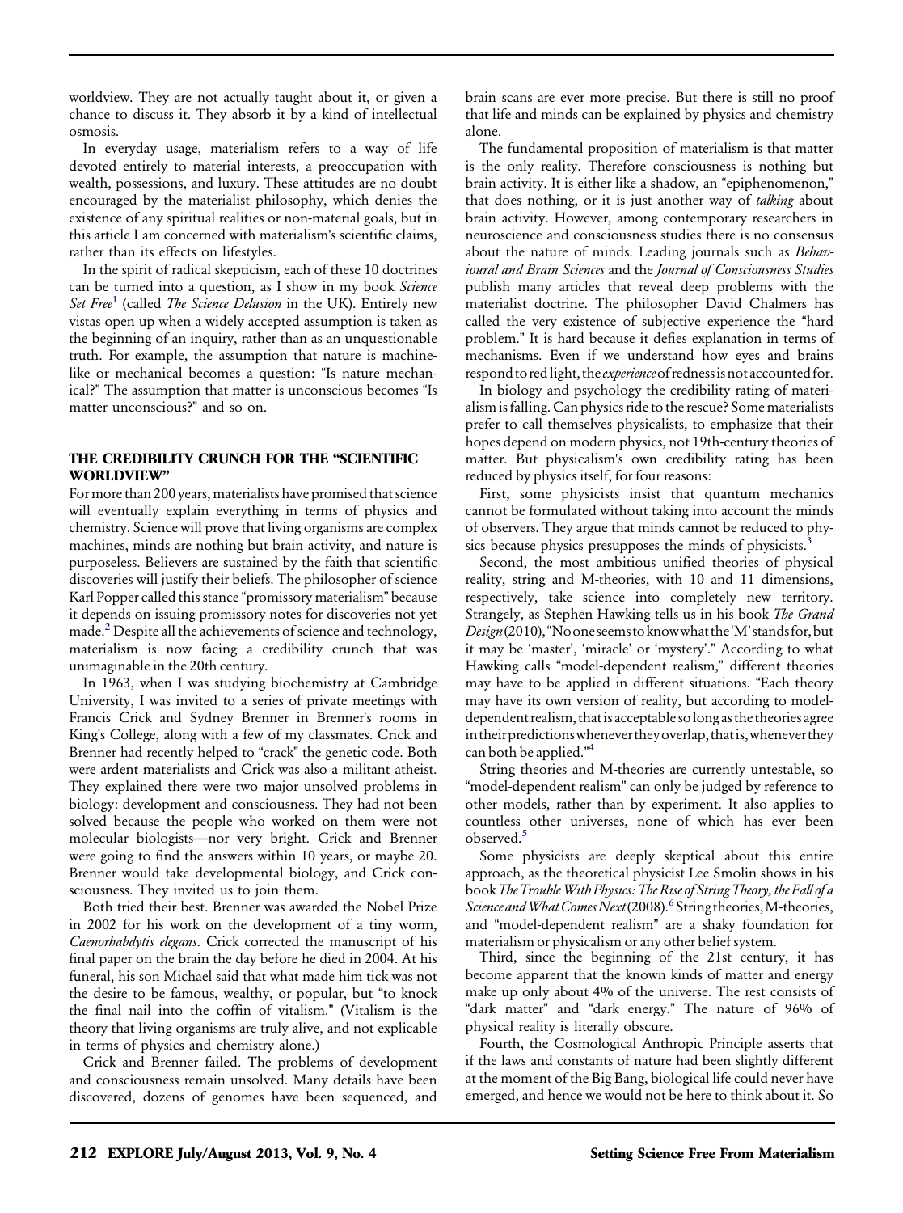worldview. They are not actually taught about it, or given a chance to discuss it. They absorb it by a kind of intellectual osmosis.

In everyday usage, materialism refers to a way of life devoted entirely to material interests, a preoccupation with wealth, possessions, and luxury. These attitudes are no doubt encouraged by the materialist philosophy, which denies the existence of any spiritual realities or non-material goals, but in this article I am concerned with materialism's scientific claims, rather than its effects on lifestyles.

In the spirit of radical skepticism, each of these 10 doctrines can be turned into a question, as I show in my book *Science Set Free*[1] (called *The Science Delusion* in the UK). Entirely new vistas open up when a widely accepted assumption is taken as the beginning of an inquiry, rather than as an unquestionable truth. For example, the assumption that nature is machine-like or mechanical becomes a question: "Is nature mechanical?" The assumption that matter is unconscious becomes "Is matter unconscious?" and so on.

## THE CREDIBILITY CRUNCH FOR THE "SCIENTIFIC WORLDVIEW"

For more than 200 years, materialists have promised that science will eventually explain everything in terms of physics and chemistry. Science will prove that living organisms are complex machines, minds are nothing but brain activity, and nature is purposeless. Believers are sustained by the faith that scientific discoveries will justify their beliefs. The philosopher of science Karl Popper called this stance "promissory materialism" because it depends on issuing promissory notes for discoveries not yet made.[2] Despite all the achievements of science and technology, materialism is now facing a credibility crunch that was unimaginable in the 20th century.

In 1963, when I was studying biochemistry at Cambridge University, I was invited to a series of private meetings with Francis Crick and Sydney Brenner in Brenner's rooms in King's College, along with a few of my classmates. Crick and Brenner had recently helped to "crack" the genetic code. Both were ardent materialists and Crick was also a militant atheist. They explained there were two major unsolved problems in biology: development and consciousness. They had not been solved because the people who worked on them were not molecular biologists—nor very bright. Crick and Brenner were going to find the answers within 10 years, or maybe 20. Brenner would take developmental biology, and Crick consciousness. They invited us to join them.

Both tried their best. Brenner was awarded the Nobel Prize in 2002 for his work on the development of a tiny worm, *Caenorhabdytis elegans*. Crick corrected the manuscript of his final paper on the brain the day before he died in 2004. At his funeral, his son Michael said that what made him tick was not the desire to be famous, wealthy, or popular, but "to knock the final nail into the coffin of vitalism." (Vitalism is the theory that living organisms are truly alive, and not explicable in terms of physics and chemistry alone.)

Crick and Brenner failed. The problems of development and consciousness remain unsolved. Many details have been discovered, dozens of genomes have been sequenced, and brain scans are ever more precise. But there is still no proof that life and minds can be explained by physics and chemistry alone.

The fundamental proposition of materialism is that matter is the only reality. Therefore consciousness is nothing but brain activity. It is either like a shadow, an "epiphenomenon," that does nothing, or it is just another way of *talking* about brain activity. However, among contemporary researchers in neuroscience and consciousness studies there is no consensus about the nature of minds. Leading journals such as *Behavioural and Brain Sciences* and the *Journal of Consciousness Studies* publish many articles that reveal deep problems with the materialist doctrine. The philosopher David Chalmers has called the very existence of subjective experience the "hard problem." It is hard because it defies explanation in terms of mechanisms. Even if we understand how eyes and brains respond to red light, the *experience* of redness is not accounted for.

In biology and psychology the credibility rating of materialism is falling. Can physics ride to the rescue? Some materialists prefer to call themselves physicalists, to emphasize that their hopes depend on modern physics, not 19th-century theories of matter. But physicalism's own credibility rating has been reduced by physics itself, for four reasons:

First, some physicists insist that quantum mechanics cannot be formulated without taking into account the minds of observers. They argue that minds cannot be reduced to physics because physics presupposes the minds of physicists.[3]

Second, the most ambitious unified theories of physical reality, string and M-theories, with 10 and 11 dimensions, respectively, take science into completely new territory. Strangely, as Stephen Hawking tells us in his book *The Grand Design* (2010), "No one seems to know what the 'M' stands for, but it may be 'master', 'miracle' or 'mystery'." According to what Hawking calls "model-dependent realism," different theories may have to be applied in different situations. "Each theory may have its own version of reality, but according to model-dependent realism, that is acceptable so long as the theories agree in their predictions whenever they overlap, that is, whenever they can both be applied."[4]

String theories and M-theories are currently untestable, so "model-dependent realism" can only be judged by reference to other models, rather than by experiment. It also applies to countless other universes, none of which has ever been observed.[5]

Some physicists are deeply skeptical about this entire approach, as the theoretical physicist Lee Smolin shows in his book *The Trouble With Physics: The Rise of String Theory, the Fall of a Science and What Comes Next* (2008).[6] String theories, M-theories, and "model-dependent realism" are a shaky foundation for materialism or physicalism or any other belief system.

Third, since the beginning of the 21st century, it has become apparent that the known kinds of matter and energy make up only about 4% of the universe. The rest consists of "dark matter" and "dark energy." The nature of 96% of physical reality is literally obscure.

Fourth, the Cosmological Anthropic Principle asserts that if the laws and constants of nature had been slightly different at the moment of the Big Bang, biological life could never have emerged, and hence we would not be here to think about it. So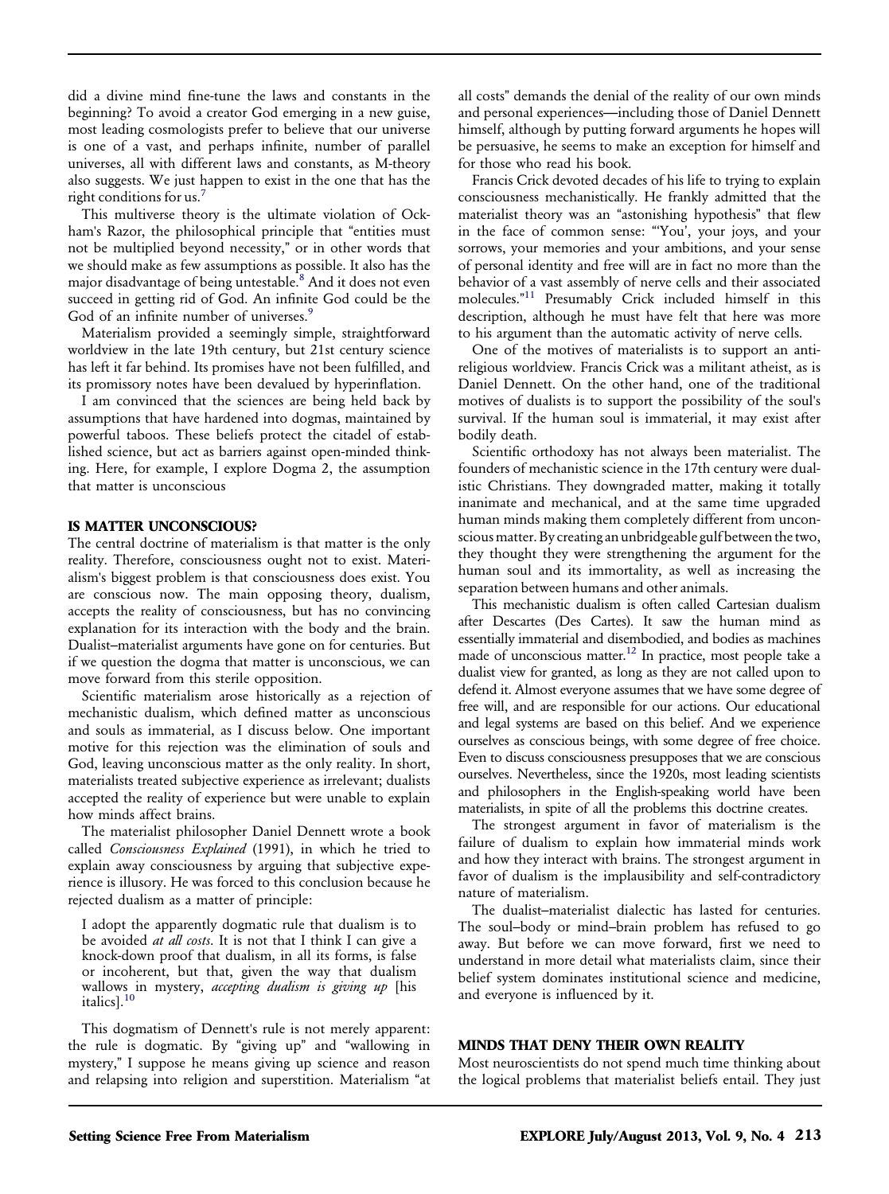did a divine mind fine-tune the laws and constants in the beginning? To avoid a creator God emerging in a new guise, most leading cosmologists prefer to believe that our universe is one of a vast, and perhaps infinite, number of parallel universes, all with different laws and constants, as M-theory also suggests. We just happen to exist in the one that has the right conditions for us.[7]

This multiverse theory is the ultimate violation of Ockham's Razor, the philosophical principle that "entities must not be multiplied beyond necessity," or in other words that we should make as few assumptions as possible. It also has the major disadvantage of being untestable.[8] And it does not even succeed in getting rid of God. An infinite God could be the God of an infinite number of universes.[9]

Materialism provided a seemingly simple, straightforward worldview in the late 19th century, but 21st century science has left it far behind. Its promises have not been fulfilled, and its promissory notes have been devalued by hyperinflation.

I am convinced that the sciences are being held back by assumptions that have hardened into dogmas, maintained by powerful taboos. These beliefs protect the citadel of established science, but act as barriers against open-minded thinking. Here, for example, I explore Dogma 2, the assumption that matter is unconscious

## IS MATTER UNCONSCIOUS?

The central doctrine of materialism is that matter is the only reality. Therefore, consciousness ought not to exist. Materialism's biggest problem is that consciousness does exist. You are conscious now. The main opposing theory, dualism, accepts the reality of consciousness, but has no convincing explanation for its interaction with the body and the brain. Dualist–materialist arguments have gone on for centuries. But if we question the dogma that matter is unconscious, we can move forward from this sterile opposition.

Scientific materialism arose historically as a rejection of mechanistic dualism, which defined matter as unconscious and souls as immaterial, as I discuss below. One important motive for this rejection was the elimination of souls and God, leaving unconscious matter as the only reality. In short, materialists treated subjective experience as irrelevant; dualists accepted the reality of experience but were unable to explain how minds affect brains.

The materialist philosopher Daniel Dennett wrote a book called *Consciousness Explained* (1991), in which he tried to explain away consciousness by arguing that subjective experience is illusory. He was forced to this conclusion because he rejected dualism as a matter of principle:

> I adopt the apparently dogmatic rule that dualism is to be avoided *at all costs*. It is not that I think I can give a knock-down proof that dualism, in all its forms, is false or incoherent, but that, given the way that dualism wallows in mystery, *accepting dualism is giving up* [his italics].[10]

This dogmatism of Dennett's rule is not merely apparent: the rule is dogmatic. By "giving up" and "wallowing in mystery," I suppose he means giving up science and reason and relapsing into religion and superstition. Materialism "at all costs" demands the denial of the reality of our own minds and personal experiences—including those of Daniel Dennett himself, although by putting forward arguments he hopes will be persuasive, he seems to make an exception for himself and for those who read his book.

Francis Crick devoted decades of his life to trying to explain consciousness mechanistically. He frankly admitted that the materialist theory was an "astonishing hypothesis" that flew in the face of common sense: "'You', your joys, and your sorrows, your memories and your ambitions, and your sense of personal identity and free will are in fact no more than the behavior of a vast assembly of nerve cells and their associated molecules."[11] Presumably Crick included himself in this description, although he must have felt that here was more to his argument than the automatic activity of nerve cells.

One of the motives of materialists is to support an anti-religious worldview. Francis Crick was a militant atheist, as is Daniel Dennett. On the other hand, one of the traditional motives of dualists is to support the possibility of the soul's survival. If the human soul is immaterial, it may exist after bodily death.

Scientific orthodoxy has not always been materialist. The founders of mechanistic science in the 17th century were dualistic Christians. They downgraded matter, making it totally inanimate and mechanical, and at the same time upgraded human minds making them completely different from unconscious matter. By creating an unbridgeable gulf between the two, they thought they were strengthening the argument for the human soul and its immortality, as well as increasing the separation between humans and other animals.

This mechanistic dualism is often called Cartesian dualism after Descartes (Des Cartes). It saw the human mind as essentially immaterial and disembodied, and bodies as machines made of unconscious matter.[12] In practice, most people take a dualist view for granted, as long as they are not called upon to defend it. Almost everyone assumes that we have some degree of free will, and are responsible for our actions. Our educational and legal systems are based on this belief. And we experience ourselves as conscious beings, with some degree of free choice. Even to discuss consciousness presupposes that we are conscious ourselves. Nevertheless, since the 1920s, most leading scientists and philosophers in the English-speaking world have been materialists, in spite of all the problems this doctrine creates.

The strongest argument in favor of materialism is the failure of dualism to explain how immaterial minds work and how they interact with brains. The strongest argument in favor of dualism is the implausibility and self-contradictory nature of materialism.

The dualist–materialist dialectic has lasted for centuries. The soul–body or mind–brain problem has refused to go away. But before we can move forward, first we need to understand in more detail what materialists claim, since their belief system dominates institutional science and medicine, and everyone is influenced by it.

## MINDS THAT DENY THEIR OWN REALITY

Most neuroscientists do not spend much time thinking about the logical problems that materialist beliefs entail. They just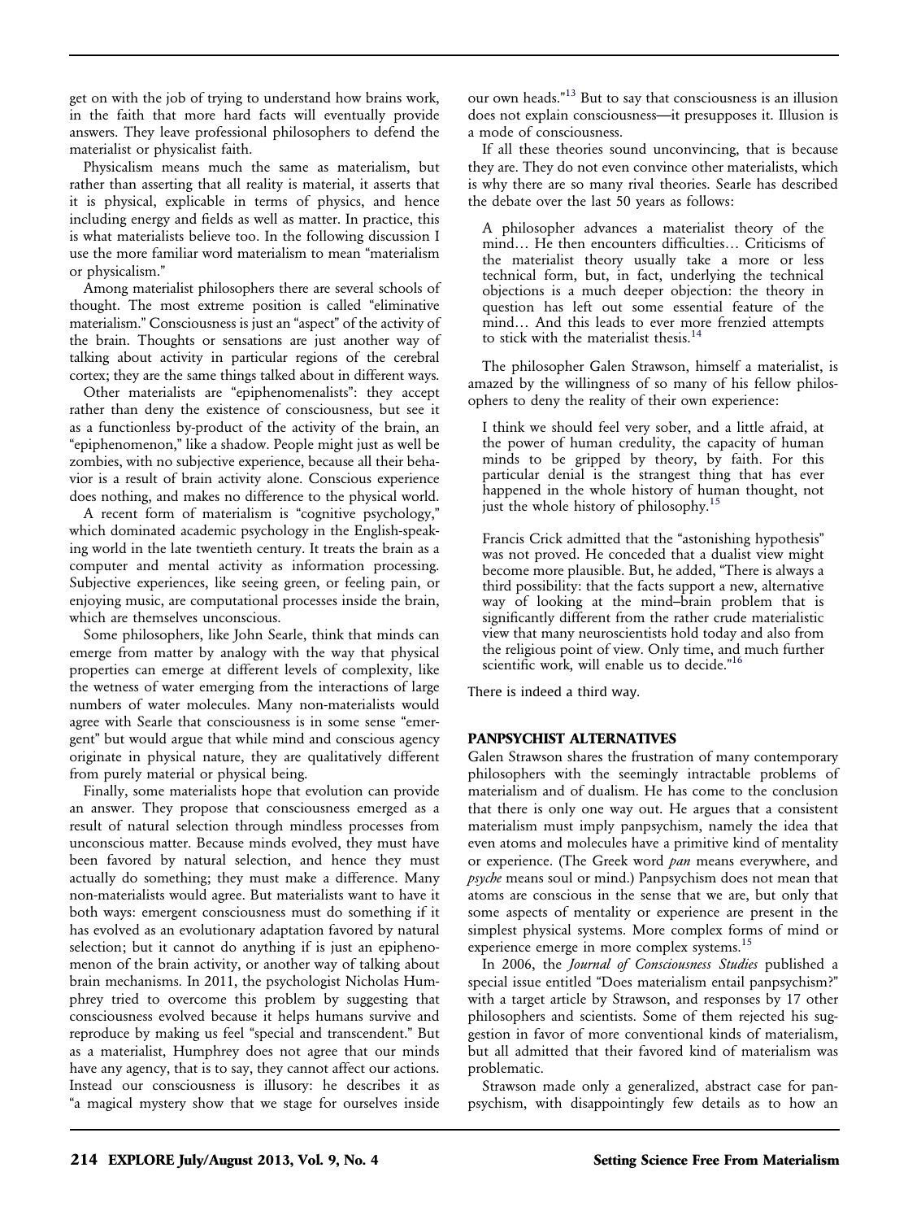get on with the job of trying to understand how brains work, in the faith that more hard facts will eventually provide answers. They leave professional philosophers to defend the materialist or physicalist faith.

Physicalism means much the same as materialism, but rather than asserting that all reality is material, it asserts that it is physical, explicable in terms of physics, and hence including energy and fields as well as matter. In practice, this is what materialists believe too. In the following discussion I use the more familiar word materialism to mean "materialism or physicalism."

Among materialist philosophers there are several schools of thought. The most extreme position is called "eliminative materialism." Consciousness is just an "aspect" of the activity of the brain. Thoughts or sensations are just another way of talking about activity in particular regions of the cerebral cortex; they are the same things talked about in different ways.

Other materialists are "epiphenomenalists": they accept rather than deny the existence of consciousness, but see it as a functionless by-product of the activity of the brain, an "epiphenomenon," like a shadow. People might just as well be zombies, with no subjective experience, because all their behavior is a result of brain activity alone. Conscious experience does nothing, and makes no difference to the physical world.

A recent form of materialism is "cognitive psychology," which dominated academic psychology in the English-speaking world in the late twentieth century. It treats the brain as a computer and mental activity as information processing. Subjective experiences, like seeing green, or feeling pain, or enjoying music, are computational processes inside the brain, which are themselves unconscious.

Some philosophers, like John Searle, think that minds can emerge from matter by analogy with the way that physical properties can emerge at different levels of complexity, like the wetness of water emerging from the interactions of large numbers of water molecules. Many non-materialists would agree with Searle that consciousness is in some sense "emergent" but would argue that while mind and conscious agency originate in physical nature, they are qualitatively different from purely material or physical being.

Finally, some materialists hope that evolution can provide an answer. They propose that consciousness emerged as a result of natural selection through mindless processes from unconscious matter. Because minds evolved, they must have been favored by natural selection, and hence they must actually do something; they must make a difference. Many non-materialists would agree. But materialists want to have it both ways: emergent consciousness must do something if it has evolved as an evolutionary adaptation favored by natural selection; but it cannot do anything if is just an epiphenomenon of the brain activity, or another way of talking about brain mechanisms. In 2011, the psychologist Nicholas Humphrey tried to overcome this problem by suggesting that consciousness evolved because it helps humans survive and reproduce by making us feel "special and transcendent." But as a materialist, Humphrey does not agree that our minds have any agency, that is to say, they cannot affect our actions. Instead our consciousness is illusory: he describes it as "a magical mystery show that we stage for ourselves inside our own heads."[13] But to say that consciousness is an illusion does not explain consciousness—it presupposes it. Illusion is a mode of consciousness.

If all these theories sound unconvincing, that is because they are. They do not even convince other materialists, which is why there are so many rival theories. Searle has described the debate over the last 50 years as follows:

> A philosopher advances a materialist theory of the mind… He then encounters difficulties… Criticisms of the materialist theory usually take a more or less technical form, but, in fact, underlying the technical objections is a much deeper objection: the theory in question has left out some essential feature of the mind… And this leads to ever more frenzied attempts to stick with the materialist thesis.[14]

The philosopher Galen Strawson, himself a materialist, is amazed by the willingness of so many of his fellow philosophers to deny the reality of their own experience:

> I think we should feel very sober, and a little afraid, at the power of human credulity, the capacity of human minds to be gripped by theory, by faith. For this particular denial is the strangest thing that has ever happened in the whole history of human thought, not just the whole history of philosophy.[15]

> Francis Crick admitted that the "astonishing hypothesis" was not proved. He conceded that a dualist view might become more plausible. But, he added, "There is always a third possibility: that the facts support a new, alternative way of looking at the mind–brain problem that is significantly different from the rather crude materialistic view that many neuroscientists hold today and also from the religious point of view. Only time, and much further scientific work, will enable us to decide."[16]

There is indeed a third way.

## PANPSYCHIST ALTERNATIVES

Galen Strawson shares the frustration of many contemporary philosophers with the seemingly intractable problems of materialism and of dualism. He has come to the conclusion that there is only one way out. He argues that a consistent materialism must imply panpsychism, namely the idea that even atoms and molecules have a primitive kind of mentality or experience. (The Greek word *pan* means everywhere, and *psyche* means soul or mind.) Panpsychism does not mean that atoms are conscious in the sense that we are, but only that some aspects of mentality or experience are present in the simplest physical systems. More complex forms of mind or experience emerge in more complex systems.[15]

In 2006, the *Journal of Consciousness Studies* published a special issue entitled "Does materialism entail panpsychism?" with a target article by Strawson, and responses by 17 other philosophers and scientists. Some of them rejected his suggestion in favor of more conventional kinds of materialism, but all admitted that their favored kind of materialism was problematic.

Strawson made only a generalized, abstract case for panpsychism, with disappointingly few details as to how an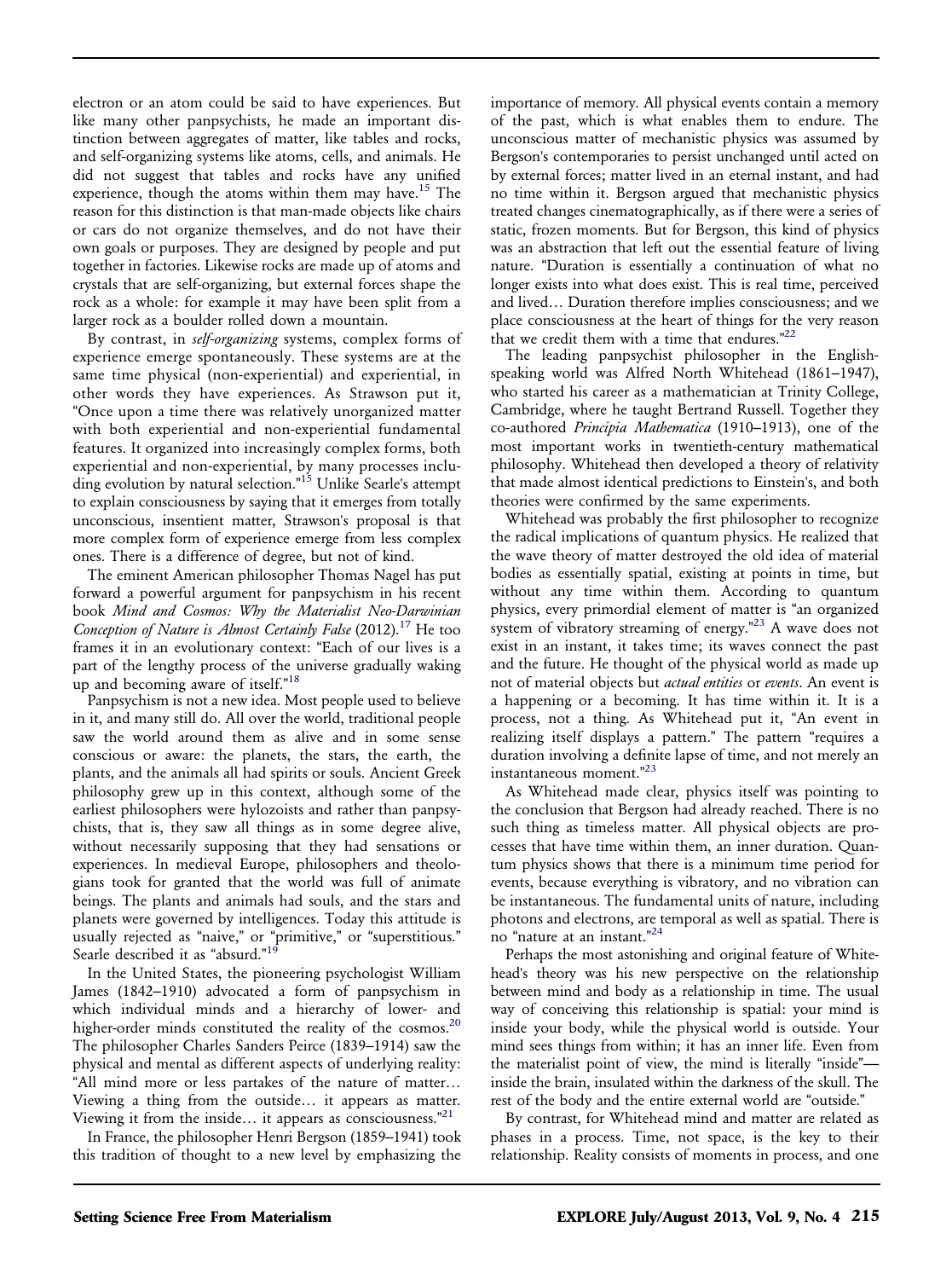electron or an atom could be said to have experiences. But like many other panpsychists, he made an important distinction between aggregates of matter, like tables and rocks, and self-organizing systems like atoms, cells, and animals. He did not suggest that tables and rocks have any unified experience, though the atoms within them may have.[15] The reason for this distinction is that man-made objects like chairs or cars do not organize themselves, and do not have their own goals or purposes. They are designed by people and put together in factories. Likewise rocks are made up of atoms and crystals that are self-organizing, but external forces shape the rock as a whole: for example it may have been split from a larger rock as a boulder rolled down a mountain.

By contrast, in *self-organizing* systems, complex forms of experience emerge spontaneously. These systems are at the same time physical (non-experiential) and experiential, in other words they have experiences. As Strawson put it, "Once upon a time there was relatively unorganized matter with both experiential and non-experiential fundamental features. It organized into increasingly complex forms, both experiential and non-experiential, by many processes including evolution by natural selection."[15] Unlike Searle's attempt to explain consciousness by saying that it emerges from totally unconscious, insentient matter, Strawson's proposal is that more complex form of experience emerge from less complex ones. There is a difference of degree, but not of kind.

The eminent American philosopher Thomas Nagel has put forward a powerful argument for panpsychism in his recent book *Mind and Cosmos: Why the Materialist Neo-Darwinian Conception of Nature is Almost Certainly False* (2012).[17] He too frames it in an evolutionary context: "Each of our lives is a part of the lengthy process of the universe gradually waking up and becoming aware of itself."[18]

Panpsychism is not a new idea. Most people used to believe in it, and many still do. All over the world, traditional people saw the world around them as alive and in some sense conscious or aware: the planets, the stars, the earth, the plants, and the animals all had spirits or souls. Ancient Greek philosophy grew up in this context, although some of the earliest philosophers were hylozoists and rather than panpsychists, that is, they saw all things as in some degree alive, without necessarily supposing that they had sensations or experiences. In medieval Europe, philosophers and theologians took for granted that the world was full of animate beings. The plants and animals had souls, and the stars and planets were governed by intelligences. Today this attitude is usually rejected as "naive," or "primitive," or "superstitious." Searle described it as "absurd."[19]

In the United States, the pioneering psychologist William James (1842–1910) advocated a form of panpsychism in which individual minds and a hierarchy of lower- and higher-order minds constituted the reality of the cosmos.[20] The philosopher Charles Sanders Peirce (1839–1914) saw the physical and mental as different aspects of underlying reality: "All mind more or less partakes of the nature of matter… Viewing a thing from the outside… it appears as matter. Viewing it from the inside… it appears as consciousness."[21]

In France, the philosopher Henri Bergson (1859–1941) took this tradition of thought to a new level by emphasizing the importance of memory. All physical events contain a memory of the past, which is what enables them to endure. The unconscious matter of mechanistic physics was assumed by Bergson's contemporaries to persist unchanged until acted on by external forces; matter lived in an eternal instant, and had no time within it. Bergson argued that mechanistic physics treated changes cinematographically, as if there were a series of static, frozen moments. But for Bergson, this kind of physics was an abstraction that left out the essential feature of living nature. "Duration is essentially a continuation of what no longer exists into what does exist. This is real time, perceived and lived… Duration therefore implies consciousness; and we place consciousness at the heart of things for the very reason that we credit them with a time that endures."[22]

The leading panpsychist philosopher in the English-speaking world was Alfred North Whitehead (1861–1947), who started his career as a mathematician at Trinity College, Cambridge, where he taught Bertrand Russell. Together they co-authored *Principia Mathematica* (1910–1913), one of the most important works in twentieth-century mathematical philosophy. Whitehead then developed a theory of relativity that made almost identical predictions to Einstein's, and both theories were confirmed by the same experiments.

Whitehead was probably the first philosopher to recognize the radical implications of quantum physics. He realized that the wave theory of matter destroyed the old idea of material bodies as essentially spatial, existing at points in time, but without any time within them. According to quantum physics, every primordial element of matter is "an organized system of vibratory streaming of energy."[23] A wave does not exist in an instant, it takes time; its waves connect the past and the future. He thought of the physical world as made up not of material objects but *actual entities* or *events*. An event is a happening or a becoming. It has time within it. It is a process, not a thing. As Whitehead put it, "An event in realizing itself displays a pattern." The pattern "requires a duration involving a definite lapse of time, and not merely an instantaneous moment."[23]

As Whitehead made clear, physics itself was pointing to the conclusion that Bergson had already reached. There is no such thing as timeless matter. All physical objects are processes that have time within them, an inner duration. Quantum physics shows that there is a minimum time period for events, because everything is vibratory, and no vibration can be instantaneous. The fundamental units of nature, including photons and electrons, are temporal as well as spatial. There is no "nature at an instant."[24]

Perhaps the most astonishing and original feature of Whitehead's theory was his new perspective on the relationship between mind and body as a relationship in time. The usual way of conceiving this relationship is spatial: your mind is inside your body, while the physical world is outside. Your mind sees things from within; it has an inner life. Even from the materialist point of view, the mind is literally "inside"—inside the brain, insulated within the darkness of the skull. The rest of the body and the entire external world are "outside."

By contrast, for Whitehead mind and matter are related as phases in a process. Time, not space, is the key to their relationship. Reality consists of moments in process, and one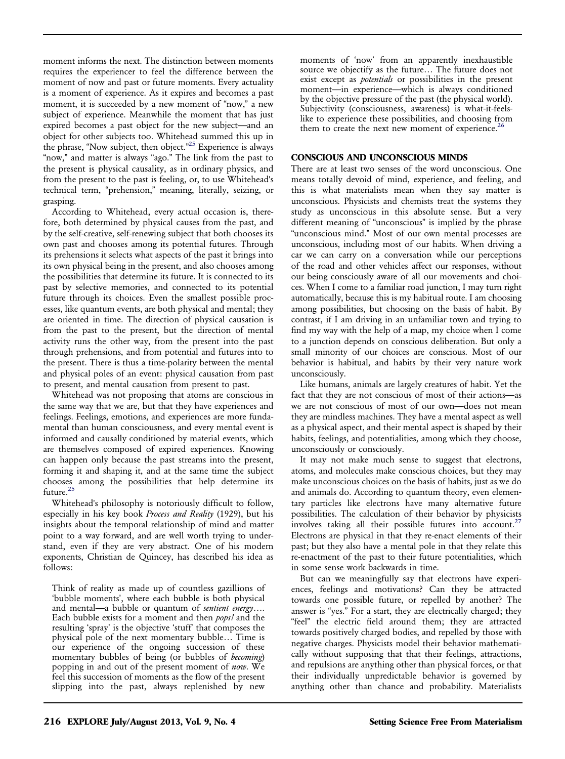moment informs the next. The distinction between moments requires the experiencer to feel the difference between the moment of now and past or future moments. Every actuality is a moment of experience. As it expires and becomes a past moment, it is succeeded by a new moment of "now," a new subject of experience. Meanwhile the moment that has just expired becomes a past object for the new subject—and an object for other subjects too. Whitehead summed this up in the phrase, "Now subject, then object."[25] Experience is always "now," and matter is always "ago." The link from the past to the present is physical causality, as in ordinary physics, and from the present to the past is feeling, or, to use Whitehead's technical term, "prehension," meaning, literally, seizing, or grasping.

According to Whitehead, every actual occasion is, therefore, both determined by physical causes from the past, and by the self-creative, self-renewing subject that both chooses its own past and chooses among its potential futures. Through its prehensions it selects what aspects of the past it brings into its own physical being in the present, and also chooses among the possibilities that determine its future. It is connected to its past by selective memories, and connected to its potential future through its choices. Even the smallest possible processes, like quantum events, are both physical and mental; they are oriented in time. The direction of physical causation is from the past to the present, but the direction of mental activity runs the other way, from the present into the past through prehensions, and from potential and futures into to the present. There is thus a time-polarity between the mental and physical poles of an event: physical causation from past to present, and mental causation from present to past.

Whitehead was not proposing that atoms are conscious in the same way that we are, but that they have experiences and feelings. Feelings, emotions, and experiences are more fundamental than human consciousness, and every mental event is informed and causally conditioned by material events, which are themselves composed of expired experiences. Knowing can happen only because the past streams into the present, forming it and shaping it, and at the same time the subject chooses among the possibilities that help determine its future.[25]

Whitehead's philosophy is notoriously difficult to follow, especially in his key book *Process and Reality* (1929), but his insights about the temporal relationship of mind and matter point to a way forward, and are well worth trying to understand, even if they are very abstract. One of his modern exponents, Christian de Quincey, has described his idea as follows:

> Think of reality as made up of countless gazillions of 'bubble moments', where each bubble is both physical and mental—a bubble or quantum of *sentient energy*…. Each bubble exists for a moment and then *pops!* and the resulting 'spray' is the objective 'stuff' that composes the physical pole of the next momentary bubble… Time is our experience of the ongoing succession of these momentary bubbles of being (or bubbles of *becoming*) popping in and out of the present moment of *now*. We feel this succession of moments as the flow of the present slipping into the past, always replenished by new moments of 'now' from an apparently inexhaustible source we objectify as the future… The future does not exist except as *potentials* or possibilities in the present moment—in experience—which is always conditioned by the objective pressure of the past (the physical world). Subjectivity (consciousness, awareness) is what-it-feels-like to experience these possibilities, and choosing from them to create the next new moment of experience.[26]

## CONSCIOUS AND UNCONSCIOUS MINDS

There are at least two senses of the word unconscious. One means totally devoid of mind, experience, and feeling, and this is what materialists mean when they say matter is unconscious. Physicists and chemists treat the systems they study as unconscious in this absolute sense. But a very different meaning of "unconscious" is implied by the phrase "unconscious mind." Most of our own mental processes are unconscious, including most of our habits. When driving a car we can carry on a conversation while our perceptions of the road and other vehicles affect our responses, without our being consciously aware of all our movements and choices. When I come to a familiar road junction, I may turn right automatically, because this is my habitual route. I am choosing among possibilities, but choosing on the basis of habit. By contrast, if I am driving in an unfamiliar town and trying to find my way with the help of a map, my choice when I come to a junction depends on conscious deliberation. But only a small minority of our choices are conscious. Most of our behavior is habitual, and habits by their very nature work unconsciously.

Like humans, animals are largely creatures of habit. Yet the fact that they are not conscious of most of their actions—as we are not conscious of most of our own—does not mean they are mindless machines. They have a mental aspect as well as a physical aspect, and their mental aspect is shaped by their habits, feelings, and potentialities, among which they choose, unconsciously or consciously.

It may not make much sense to suggest that electrons, atoms, and molecules make conscious choices, but they may make unconscious choices on the basis of habits, just as we do and animals do. According to quantum theory, even elementary particles like electrons have many alternative future possibilities. The calculation of their behavior by physicists involves taking all their possible futures into account.[27] Electrons are physical in that they re-enact elements of their past; but they also have a mental pole in that they relate this re-enactment of the past to their future potentialities, which in some sense work backwards in time.

But can we meaningfully say that electrons have experiences, feelings and motivations? Can they be attracted towards one possible future, or repelled by another? The answer is "yes." For a start, they are electrically charged; they "feel" the electric field around them; they are attracted towards positively charged bodies, and repelled by those with negative charges. Physicists model their behavior mathematically without supposing that that their feelings, attractions, and repulsions are anything other than physical forces, or that their individually unpredictable behavior is governed by anything other than chance and probability. Materialists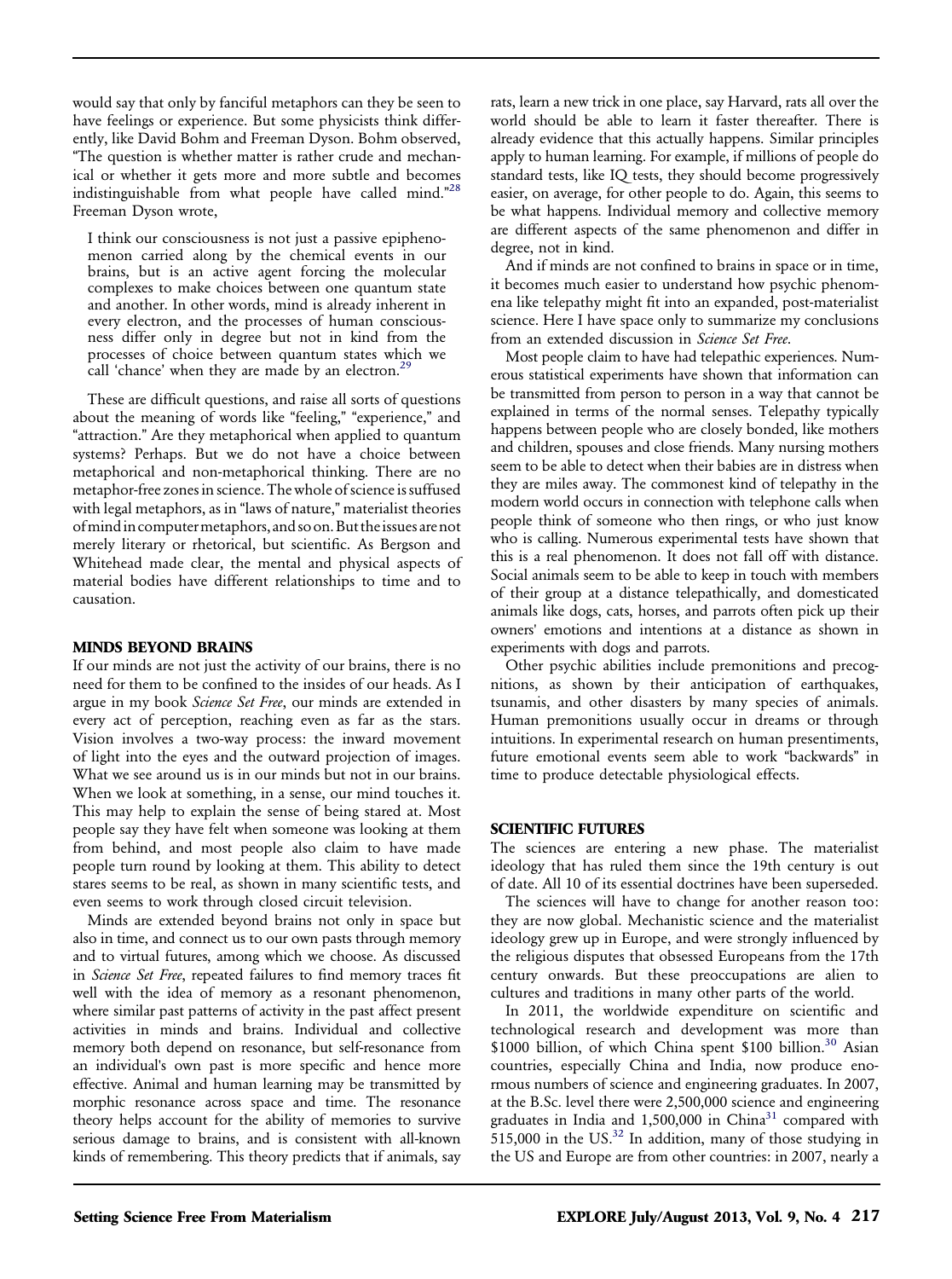would say that only by fanciful metaphors can they be seen to have feelings or experience. But some physicists think differently, like David Bohm and Freeman Dyson. Bohm observed, "The question is whether matter is rather crude and mechanical or whether it gets more and more subtle and becomes indistinguishable from what people have called mind."[28] Freeman Dyson wrote,

> I think our consciousness is not just a passive epiphenomenon carried along by the chemical events in our brains, but is an active agent forcing the molecular complexes to make choices between one quantum state and another. In other words, mind is already inherent in every electron, and the processes of human consciousness differ only in degree but not in kind from the processes of choice between quantum states which we call 'chance' when they are made by an electron.[29]

These are difficult questions, and raise all sorts of questions about the meaning of words like "feeling," "experience," and "attraction." Are they metaphorical when applied to quantum systems? Perhaps. But we do not have a choice between metaphorical and non-metaphorical thinking. There are no metaphor-free zones in science. The whole of science is suffused with legal metaphors, as in "laws of nature," materialist theories of mind in computer metaphors, and so on. But the issues are not merely literary or rhetorical, but scientific. As Bergson and Whitehead made clear, the mental and physical aspects of material bodies have different relationships to time and to causation.

## MINDS BEYOND BRAINS

If our minds are not just the activity of our brains, there is no need for them to be confined to the insides of our heads. As I argue in my book *Science Set Free*, our minds are extended in every act of perception, reaching even as far as the stars. Vision involves a two-way process: the inward movement of light into the eyes and the outward projection of images. What we see around us is in our minds but not in our brains. When we look at something, in a sense, our mind touches it. This may help to explain the sense of being stared at. Most people say they have felt when someone was looking at them from behind, and most people also claim to have made people turn round by looking at them. This ability to detect stares seems to be real, as shown in many scientific tests, and even seems to work through closed circuit television.

Minds are extended beyond brains not only in space but also in time, and connect us to our own pasts through memory and to virtual futures, among which we choose. As discussed in *Science Set Free*, repeated failures to find memory traces fit well with the idea of memory as a resonant phenomenon, where similar past patterns of activity in the past affect present activities in minds and brains. Individual and collective memory both depend on resonance, but self-resonance from an individual's own past is more specific and hence more effective. Animal and human learning may be transmitted by morphic resonance across space and time. The resonance theory helps account for the ability of memories to survive serious damage to brains, and is consistent with all-known kinds of remembering. This theory predicts that if animals, say rats, learn a new trick in one place, say Harvard, rats all over the world should be able to learn it faster thereafter. There is already evidence that this actually happens. Similar principles apply to human learning. For example, if millions of people do standard tests, like IQ tests, they should become progressively easier, on average, for other people to do. Again, this seems to be what happens. Individual memory and collective memory are different aspects of the same phenomenon and differ in degree, not in kind.

And if minds are not confined to brains in space or in time, it becomes much easier to understand how psychic phenomena like telepathy might fit into an expanded, post-materialist science. Here I have space only to summarize my conclusions from an extended discussion in *Science Set Free*.

Most people claim to have had telepathic experiences. Numerous statistical experiments have shown that information can be transmitted from person to person in a way that cannot be explained in terms of the normal senses. Telepathy typically happens between people who are closely bonded, like mothers and children, spouses and close friends. Many nursing mothers seem to be able to detect when their babies are in distress when they are miles away. The commonest kind of telepathy in the modern world occurs in connection with telephone calls when people think of someone who then rings, or who just know who is calling. Numerous experimental tests have shown that this is a real phenomenon. It does not fall off with distance. Social animals seem to be able to keep in touch with members of their group at a distance telepathically, and domesticated animals like dogs, cats, horses, and parrots often pick up their owners' emotions and intentions at a distance as shown in experiments with dogs and parrots.

Other psychic abilities include premonitions and precognitions, as shown by their anticipation of earthquakes, tsunamis, and other disasters by many species of animals. Human premonitions usually occur in dreams or through intuitions. In experimental research on human presentiments, future emotional events seem able to work "backwards" in time to produce detectable physiological effects.

## SCIENTIFIC FUTURES

The sciences are entering a new phase. The materialist ideology that has ruled them since the 19th century is out of date. All 10 of its essential doctrines have been superseded.

The sciences will have to change for another reason too: they are now global. Mechanistic science and the materialist ideology grew up in Europe, and were strongly influenced by the religious disputes that obsessed Europeans from the 17th century onwards. But these preoccupations are alien to cultures and traditions in many other parts of the world.

In 2011, the worldwide expenditure on scientific and technological research and development was more than \$1000 billion, of which China spent \$100 billion.[30] Asian countries, especially China and India, now produce enormous numbers of science and engineering graduates. In 2007, at the B.Sc. level there were 2,500,000 science and engineering graduates in India and 1,500,000 in China[31] compared with 515,000 in the US.[32] In addition, many of those studying in the US and Europe are from other countries: in 2007, nearly a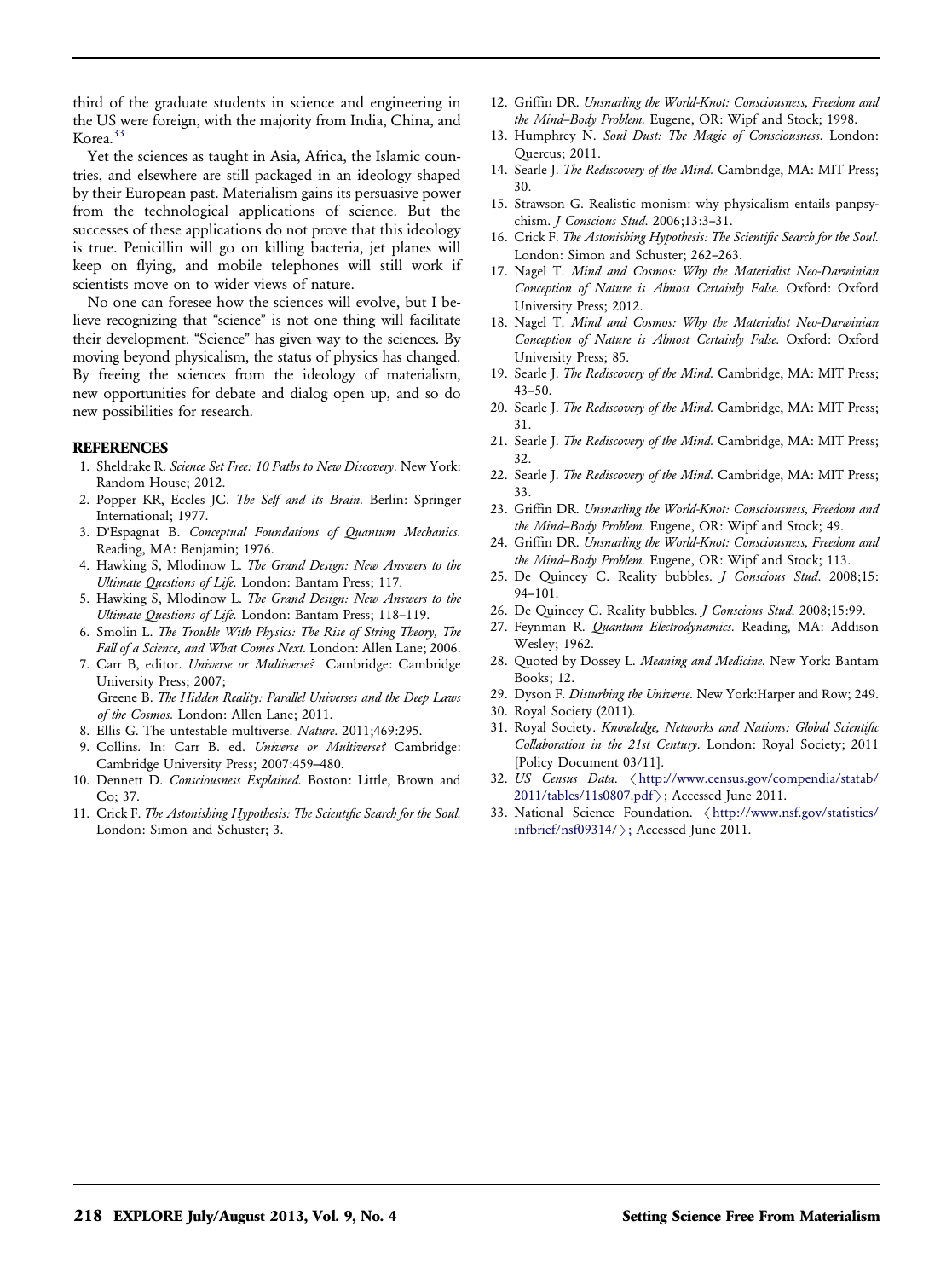third of the graduate students in science and engineering in the US were foreign, with the majority from India, China, and Korea.[33]

Yet the sciences as taught in Asia, Africa, the Islamic countries, and elsewhere are still packaged in an ideology shaped by their European past. Materialism gains its persuasive power from the technological applications of science. But the successes of these applications do not prove that this ideology is true. Penicillin will go on killing bacteria, jet planes will keep on flying, and mobile telephones will still work if scientists move on to wider views of nature.

No one can foresee how the sciences will evolve, but I believe recognizing that "science" is not one thing will facilitate their development. "Science" has given way to the sciences. By moving beyond physicalism, the status of physics has changed. By freeing the sciences from the ideology of materialism, new opportunities for debate and dialog open up, and so do new possibilities for research.

## REFERENCES

1. Sheldrake R. *Science Set Free: 10 Paths to New Discovery*. New York: Random House; 2012.
2. Popper KR, Eccles JC. *The Self and its Brain*. Berlin: Springer International; 1977.
3. D'Espagnat B. *Conceptual Foundations of Quantum Mechanics*. Reading, MA: Benjamin; 1976.
4. Hawking S, Mlodinow L. *The Grand Design: New Answers to the Ultimate Questions of Life*. London: Bantam Press; 117.
5. Hawking S, Mlodinow L. *The Grand Design: New Answers to the Ultimate Questions of Life*. London: Bantam Press; 118–119.
6. Smolin L. *The Trouble With Physics: The Rise of String Theory, The Fall of a Science, and What Comes Next*. London: Allen Lane; 2006.
7. Carr B, editor. *Universe or Multiverse?* Cambridge: Cambridge University Press; 2007;
   Greene B. *The Hidden Reality: Parallel Universes and the Deep Laws of the Cosmos*. London: Allen Lane; 2011.
8. Ellis G. The untestable multiverse. *Nature*. 2011;469:295.
9. Collins. In: Carr B. ed. *Universe or Multiverse?* Cambridge: Cambridge University Press; 2007:459–480.
10. Dennett D. *Consciousness Explained*. Boston: Little, Brown and Co; 37.
11. Crick F. *The Astonishing Hypothesis: The Scientific Search for the Soul*. London: Simon and Schuster; 3.
12. Griffin DR. *Unsnarling the World-Knot: Consciousness, Freedom and the Mind–Body Problem*. Eugene, OR: Wipf and Stock; 1998.
13. Humphrey N. *Soul Dust: The Magic of Consciousness*. London: Quercus; 2011.
14. Searle J. *The Rediscovery of the Mind*. Cambridge, MA: MIT Press; 30.
15. Strawson G. Realistic monism: why physicalism entails panpsychism. *J Conscious Stud*. 2006;13:3–31.
16. Crick F. *The Astonishing Hypothesis: The Scientific Search for the Soul*. London: Simon and Schuster; 262–263.
17. Nagel T. *Mind and Cosmos: Why the Materialist Neo-Darwinian Conception of Nature is Almost Certainly False*. Oxford: Oxford University Press; 2012.
18. Nagel T. *Mind and Cosmos: Why the Materialist Neo-Darwinian Conception of Nature is Almost Certainly False*. Oxford: Oxford University Press; 85.
19. Searle J. *The Rediscovery of the Mind*. Cambridge, MA: MIT Press; 43–50.
20. Searle J. *The Rediscovery of the Mind*. Cambridge, MA: MIT Press; 31.
21. Searle J. *The Rediscovery of the Mind*. Cambridge, MA: MIT Press; 32.
22. Searle J. *The Rediscovery of the Mind*. Cambridge, MA: MIT Press; 33.
23. Griffin DR. *Unsnarling the World-Knot: Consciousness, Freedom and the Mind–Body Problem*. Eugene, OR: Wipf and Stock; 49.
24. Griffin DR. *Unsnarling the World-Knot: Consciousness, Freedom and the Mind–Body Problem*. Eugene, OR: Wipf and Stock; 113.
25. De Quincey C. Reality bubbles. *J Conscious Stud*. 2008;15:94–101.
26. De Quincey C. Reality bubbles. *J Conscious Stud*. 2008;15:99.
27. Feynman R. *Quantum Electrodynamics*. Reading, MA: Addison Wesley; 1962.
28. Quoted by Dossey L. *Meaning and Medicine*. New York: Bantam Books; 12.
29. Dyson F. *Disturbing the Universe*. New York:Harper and Row; 249.
30. Royal Society (2011).
31. Royal Society. *Knowledge, Networks and Nations: Global Scientific Collaboration in the 21st Century*. London: Royal Society; 2011 [Policy Document 03/11].
32. *US Census Data*. 〈http://www.census.gov/compendia/statab/2011/tables/11s0807.pdf〉; Accessed June 2011.
33. National Science Foundation. 〈http://www.nsf.gov/statistics/infbrief/nsf09314/〉; Accessed June 2011.